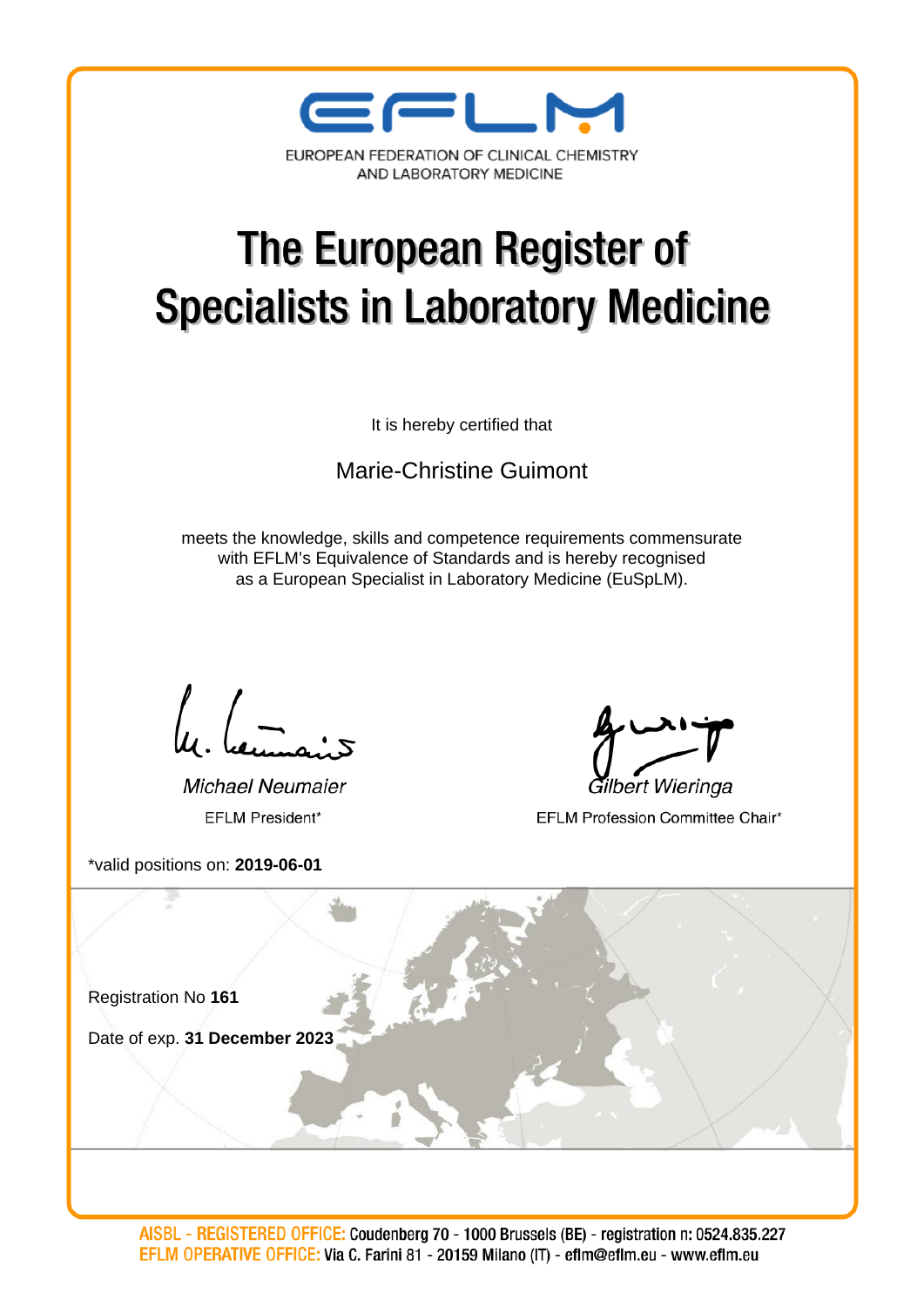EFLM

EUROPEAN FEDERATION OF CLINICAL CHEMISTRY
AND LABORATORY MEDICINE

# The European Register of Specialists in Laboratory Medicine

It is hereby certified that

Marie-Christine Guimont

meets the knowledge, skills and competence requirements commensurate with EFLM's Equivalence of Standards and is hereby recognised as a European Specialist in Laboratory Medicine (EuSpLM).

*Michael Neumaier*
EFLM President*

*Gilbert Wieringa*
EFLM Profession Committee Chair*

*valid positions on: **2019-06-01**

Registration No **161**

Date of exp. **31 December 2023**

AISBL - REGISTERED OFFICE: Coudenberg 70 - 1000 Brussels (BE) - registration n: 0524.835.227
EFLM OPERATIVE OFFICE: Via C. Farini 81 - 20159 Milano (IT) - eflm@eflm.eu - www.eflm.eu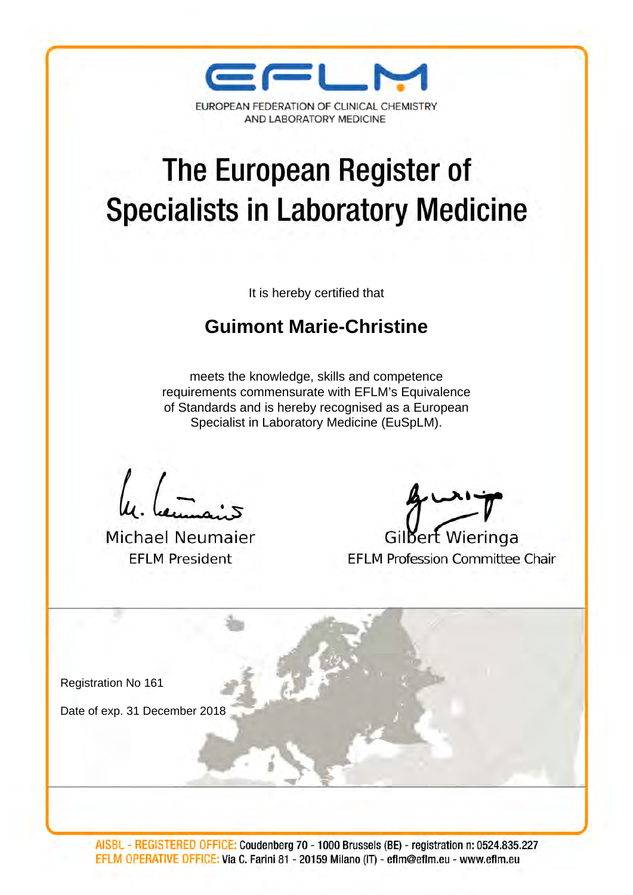EFLM

EUROPEAN FEDERATION OF CLINICAL CHEMISTRY AND LABORATORY MEDICINE

# The European Register of Specialists in Laboratory Medicine

It is hereby certified that

## Guimont Marie-Christine

meets the knowledge, skills and competence requirements commensurate with EFLM's Equivalence of Standards and is hereby recognised as a European Specialist in Laboratory Medicine (EuSpLM).

Michael Neumaier
EFLM President

Gilbert Wieringa
EFLM Profession Committee Chair

Registration No 161

Date of exp. 31 December 2018

AISBL - REGISTERED OFFICE: Coudenberg 70 - 1000 Brussels (BE) - registration n: 0524.835.227
EFLM OPERATIVE OFFICE: Via C. Farini 81 - 20159 Milano (IT) - eflm@eflm.eu - www.eflm.eu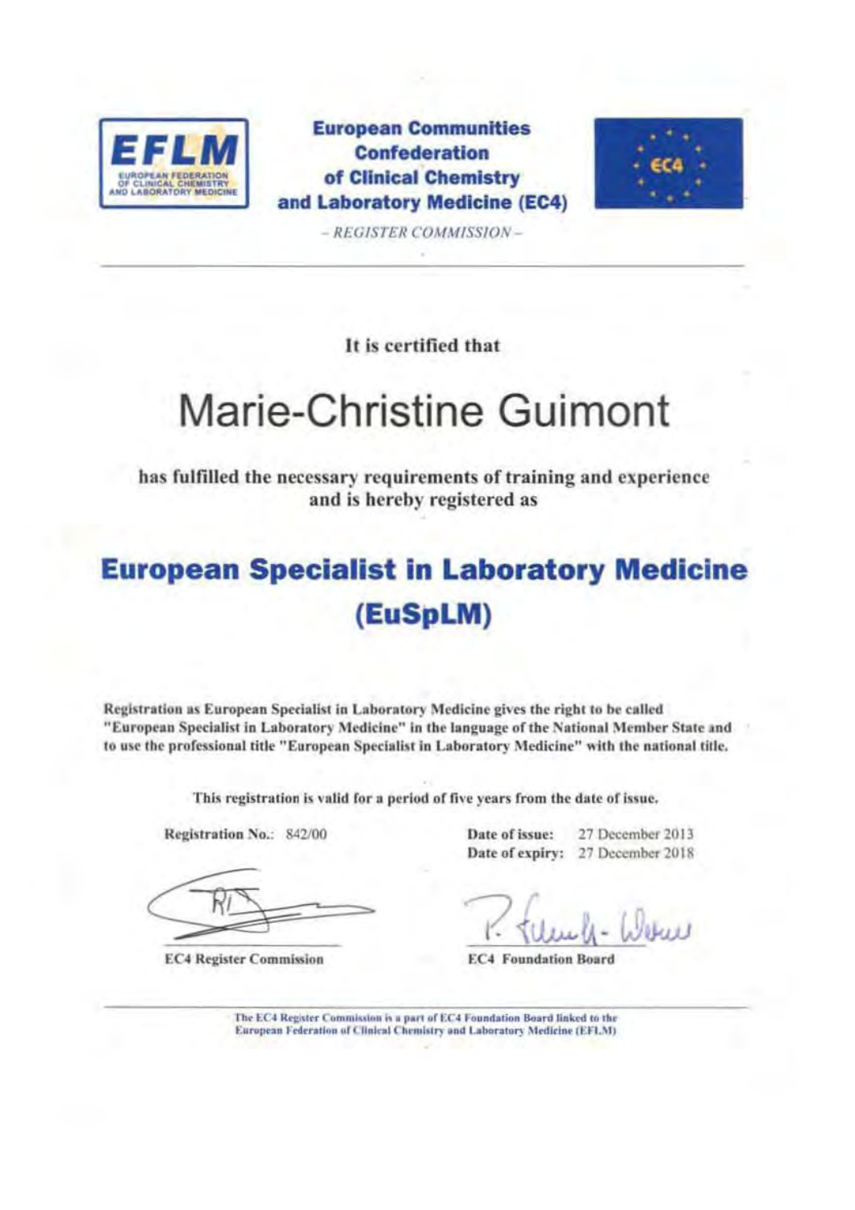EFLM

EUROPEAN FEDERATION OF CLINICAL CHEMISTRY AND LABORATORY MEDICINE

**European Communities Confederation of Clinical Chemistry and Laboratory Medicine (EC4)**

EC4

*– REGISTER COMMISSION –*

---

**It is certified that**

# Marie-Christine Guimont

**has fulfilled the necessary requirements of training and experience and is hereby registered as**

## European Specialist in Laboratory Medicine (EuSpLM)

**Registration as European Specialist in Laboratory Medicine gives the right to be called "European Specialist in Laboratory Medicine" in the language of the National Member State and to use the professional title "European Specialist in Laboratory Medicine" with the national title.**

**This registration is valid for a period of five years from the date of issue.**

**Registration No.:** 842/00

**Date of issue:** 27 December 2013
**Date of expiry:** 27 December 2018

EC4 Register Commission

EC4 Foundation Board

---

The EC4 Register Commission is a part of EC4 Foundation Board linked to the European Federation of Clinical Chemistry and Laboratory Medicine (EFLM)